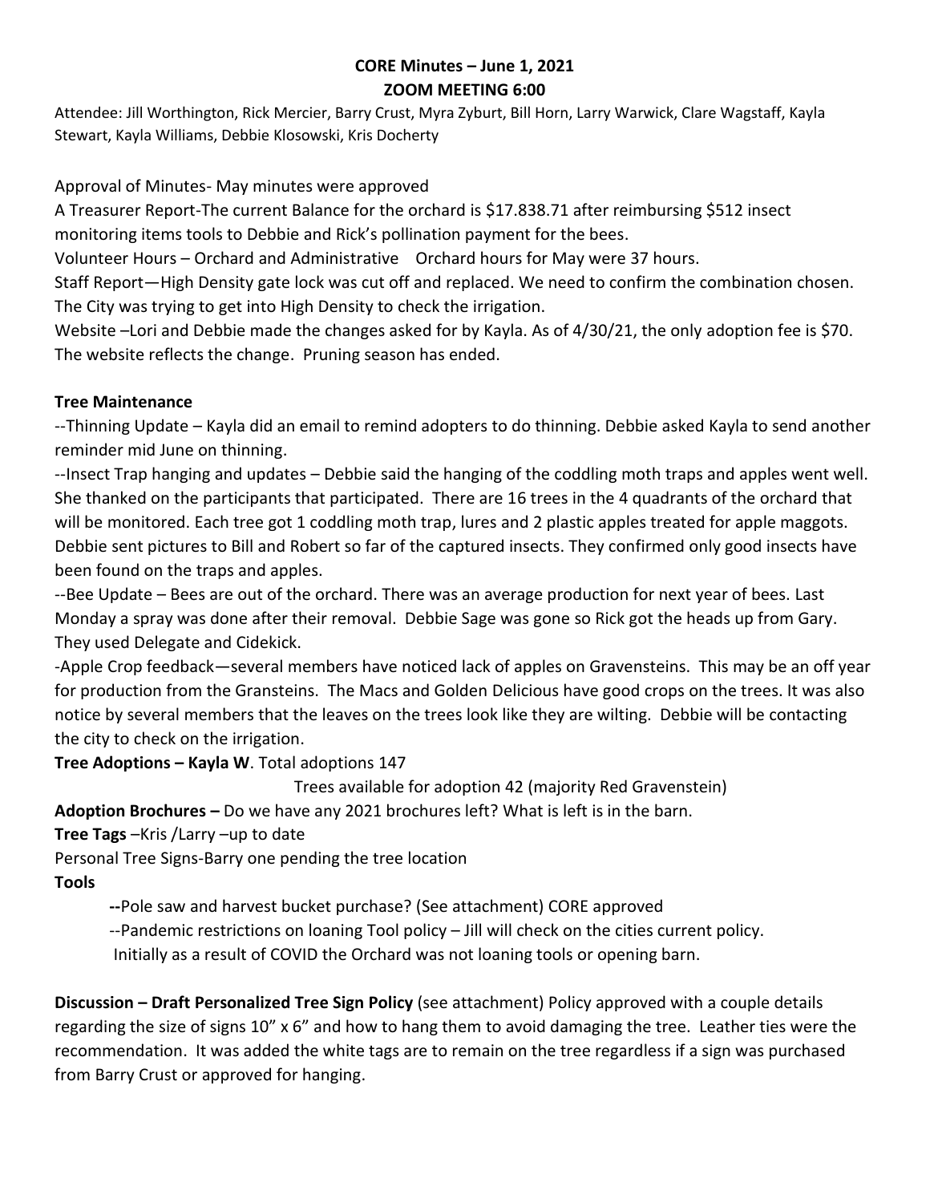**CORE Minutes – June 1, 2021**
**ZOOM MEETING 6:00**

Attendee: Jill Worthington, Rick Mercier, Barry Crust, Myra Zyburt, Bill Horn, Larry Warwick, Clare Wagstaff, Kayla Stewart, Kayla Williams, Debbie Klosowski, Kris Docherty

Approval of Minutes- May minutes were approved

A Treasurer Report-The current Balance for the orchard is $17.838.71 after reimbursing $512 insect monitoring items tools to Debbie and Rick's pollination payment for the bees.

Volunteer Hours – Orchard and Administrative  Orchard hours for May were 37 hours.

Staff Report—High Density gate lock was cut off and replaced. We need to confirm the combination chosen. The City was trying to get into High Density to check the irrigation.

Website –Lori and Debbie made the changes asked for by Kayla. As of 4/30/21, the only adoption fee is $70. The website reflects the change. Pruning season has ended.

**Tree Maintenance**

--Thinning Update – Kayla did an email to remind adopters to do thinning. Debbie asked Kayla to send another reminder mid June on thinning.

--Insect Trap hanging and updates – Debbie said the hanging of the coddling moth traps and apples went well. She thanked on the participants that participated. There are 16 trees in the 4 quadrants of the orchard that will be monitored. Each tree got 1 coddling moth trap, lures and 2 plastic apples treated for apple maggots. Debbie sent pictures to Bill and Robert so far of the captured insects. They confirmed only good insects have been found on the traps and apples.

--Bee Update – Bees are out of the orchard. There was an average production for next year of bees. Last Monday a spray was done after their removal. Debbie Sage was gone so Rick got the heads up from Gary. They used Delegate and Cidekick.

-Apple Crop feedback—several members have noticed lack of apples on Gravensteins. This may be an off year for production from the Gransteins. The Macs and Golden Delicious have good crops on the trees. It was also notice by several members that the leaves on the trees look like they are wilting. Debbie will be contacting the city to check on the irrigation.

**Tree Adoptions – Kayla W**. Total adoptions 147

Trees available for adoption 42 (majority Red Gravenstein)

**Adoption Brochures –** Do we have any 2021 brochures left? What is left is in the barn.

**Tree Tags** –Kris /Larry –up to date

Personal Tree Signs-Barry one pending the tree location

**Tools**

**--**Pole saw and harvest bucket purchase? (See attachment) CORE approved

--Pandemic restrictions on loaning Tool policy – Jill will check on the cities current policy. Initially as a result of COVID the Orchard was not loaning tools or opening barn.

**Discussion – Draft Personalized Tree Sign Policy** (see attachment) Policy approved with a couple details regarding the size of signs 10" x 6" and how to hang them to avoid damaging the tree. Leather ties were the recommendation. It was added the white tags are to remain on the tree regardless if a sign was purchased from Barry Crust or approved for hanging.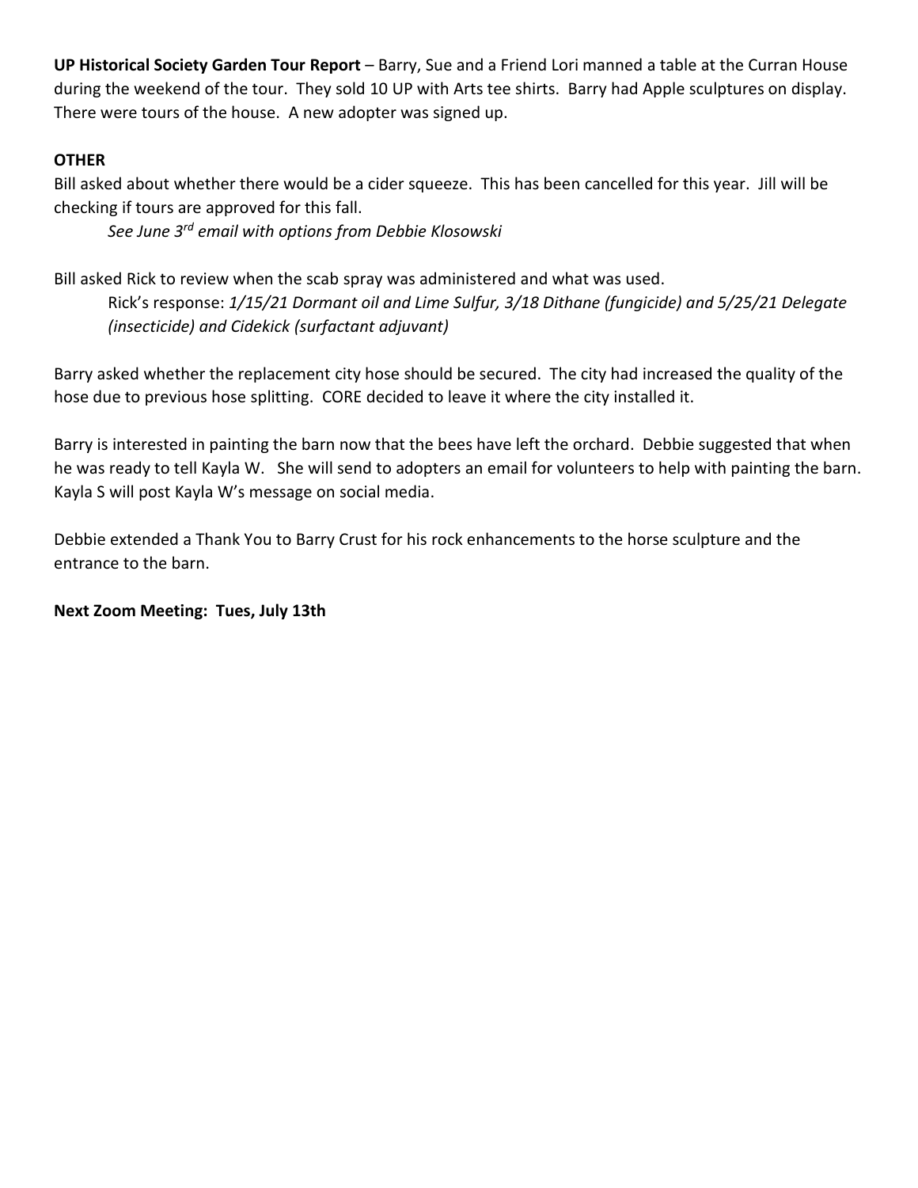**UP Historical Society Garden Tour Report** – Barry, Sue and a Friend Lori manned a table at the Curran House during the weekend of the tour. They sold 10 UP with Arts tee shirts. Barry had Apple sculptures on display. There were tours of the house. A new adopter was signed up.

**OTHER**

Bill asked about whether there would be a cider squeeze. This has been cancelled for this year. Jill will be checking if tours are approved for this fall.

> *See June 3rd email with options from Debbie Klosowski*

Bill asked Rick to review when the scab spray was administered and what was used.

> Rick's response: *1/15/21 Dormant oil and Lime Sulfur, 3/18 Dithane (fungicide) and 5/25/21 Delegate (insecticide) and Cidekick (surfactant adjuvant)*

Barry asked whether the replacement city hose should be secured. The city had increased the quality of the hose due to previous hose splitting. CORE decided to leave it where the city installed it.

Barry is interested in painting the barn now that the bees have left the orchard. Debbie suggested that when he was ready to tell Kayla W. She will send to adopters an email for volunteers to help with painting the barn. Kayla S will post Kayla W's message on social media.

Debbie extended a Thank You to Barry Crust for his rock enhancements to the horse sculpture and the entrance to the barn.

**Next Zoom Meeting: Tues, July 13th**